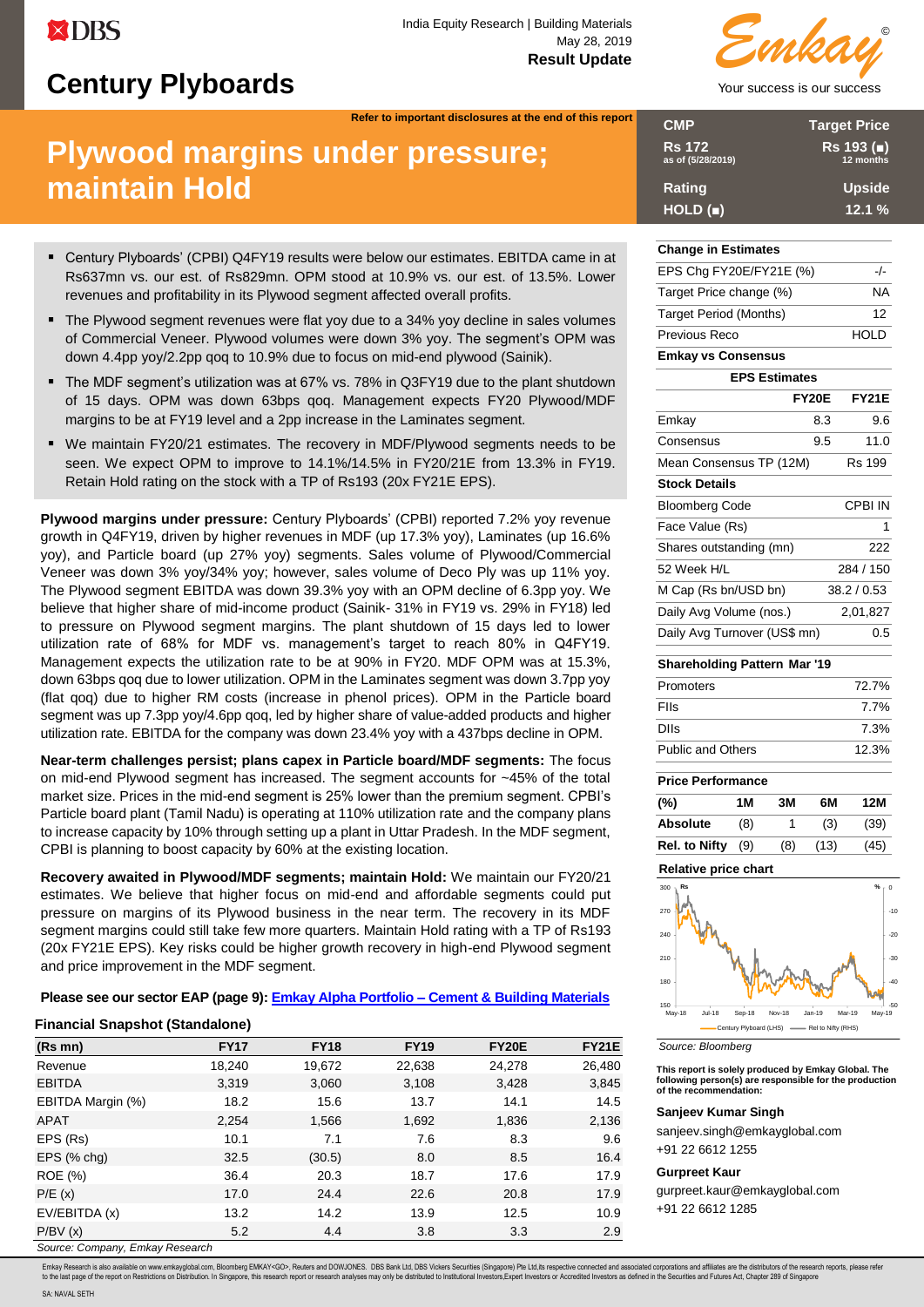India Equity Research | Building Materials
May 28, 2019
**Result Update**

# Century Plyboards

**Refer to important disclosures at the end of this report**

# Plywood margins under pressure; maintain Hold

| CMP | Target Price |
|---|---|
| Rs 172 as of (5/28/2019) | Rs 193 (■) 12 months |
| **Rating** | **Upside** |
| HOLD (■) | 12.1 % |

- Century Plyboards' (CPBI) Q4FY19 results were below our estimates. EBITDA came in at Rs637mn vs. our est. of Rs829mn. OPM stood at 10.9% vs. our est. of 13.5%. Lower revenues and profitability in its Plywood segment affected overall profits.
- The Plywood segment revenues were flat yoy due to a 34% yoy decline in sales volumes of Commercial Veneer. Plywood volumes were down 3% yoy. The segment's OPM was down 4.4pp yoy/2.2pp qoq to 10.9% due to focus on mid-end plywood (Sainik).
- The MDF segment's utilization was at 67% vs. 78% in Q3FY19 due to the plant shutdown of 15 days. OPM was down 63bps qoq. Management expects FY20 Plywood/MDF margins to be at FY19 level and a 2pp increase in the Laminates segment.
- We maintain FY20/21 estimates. The recovery in MDF/Plywood segments needs to be seen. We expect OPM to improve to 14.1%/14.5% in FY20/21E from 13.3% in FY19. Retain Hold rating on the stock with a TP of Rs193 (20x FY21E EPS).

**Plywood margins under pressure:** Century Plyboards' (CPBI) reported 7.2% yoy revenue growth in Q4FY19, driven by higher revenues in MDF (up 17.3% yoy), Laminates (up 16.6% yoy), and Particle board (up 27% yoy) segments. Sales volume of Plywood/Commercial Veneer was down 3% yoy/34% yoy; however, sales volume of Deco Ply was up 11% yoy. The Plywood segment EBITDA was down 39.3% yoy with an OPM decline of 6.3pp yoy. We believe that higher share of mid-income product (Sainik- 31% in FY19 vs. 29% in FY18) led to pressure on Plywood segment margins. The plant shutdown of 15 days led to lower utilization rate of 68% for MDF vs. management's target to reach 80% in Q4FY19. Management expects the utilization rate to be at 90% in FY20. MDF OPM was at 15.3%, down 63bps qoq due to lower utilization. OPM in the Laminates segment was down 3.7pp yoy (flat qoq) due to higher RM costs (increase in phenol prices). OPM in the Particle board segment was up 7.3pp yoy/4.6pp qoq, led by higher share of value-added products and higher utilization rate. EBITDA for the company was down 23.4% yoy with a 437bps decline in OPM.

**Near-term challenges persist; plans capex in Particle board/MDF segments:** The focus on mid-end Plywood segment has increased. The segment accounts for ~45% of the total market size. Prices in the mid-end segment is 25% lower than the premium segment. CPBI's Particle board plant (Tamil Nadu) is operating at 110% utilization rate and the company plans to increase capacity by 10% through setting up a plant in Uttar Pradesh. In the MDF segment, CPBI is planning to boost capacity by 60% at the existing location.

**Recovery awaited in Plywood/MDF segments; maintain Hold:** We maintain our FY20/21 estimates. We believe that higher focus on mid-end and affordable segments could put pressure on margins of its Plywood business in the near term. The recovery in its MDF segment margins could still take few more quarters. Maintain Hold rating with a TP of Rs193 (20x FY21E EPS). Key risks could be higher growth recovery in high-end Plywood segment and price improvement in the MDF segment.

**Please see our sector EAP (page 9): Emkay Alpha Portfolio – Cement & Building Materials**

**Financial Snapshot (Standalone)**

| (Rs mn) | FY17 | FY18 | FY19 | FY20E | FY21E |
|---|---|---|---|---|---|
| Revenue | 18,240 | 19,672 | 22,638 | 24,278 | 26,480 |
| EBITDA | 3,319 | 3,060 | 3,108 | 3,428 | 3,845 |
| EBITDA Margin (%) | 18.2 | 15.6 | 13.7 | 14.1 | 14.5 |
| APAT | 2,254 | 1,566 | 1,692 | 1,836 | 2,136 |
| EPS (Rs) | 10.1 | 7.1 | 7.6 | 8.3 | 9.6 |
| EPS (% chg) | 32.5 | (30.5) | 8.0 | 8.5 | 16.4 |
| ROE (%) | 36.4 | 20.3 | 18.7 | 17.6 | 17.9 |
| P/E (x) | 17.0 | 24.4 | 22.6 | 20.8 | 17.9 |
| EV/EBITDA (x) | 13.2 | 14.2 | 13.9 | 12.5 | 10.9 |
| P/BV (x) | 5.2 | 4.4 | 3.8 | 3.3 | 2.9 |

*Source: Company, Emkay Research*

**Change in Estimates**

| | |
|---|---|
| EPS Chg FY20E/FY21E (%) | -/- |
| Target Price change (%) | NA |
| Target Period (Months) | 12 |
| Previous Reco | HOLD |

**Emkay vs Consensus**

| EPS Estimates | FY20E | FY21E |
|---|---|---|
| Emkay | 8.3 | 9.6 |
| Consensus | 9.5 | 11.0 |
| Mean Consensus TP (12M) | | Rs 199 |

**Stock Details**

| | |
|---|---|
| Bloomberg Code | CPBI IN |
| Face Value (Rs) | 1 |
| Shares outstanding (mn) | 222 |
| 52 Week H/L | 284 / 150 |
| M Cap (Rs bn/USD bn) | 38.2 / 0.53 |
| Daily Avg Volume (nos.) | 2,01,827 |
| Daily Avg Turnover (US$ mn) | 0.5 |

**Shareholding Pattern Mar '19**

| | |
|---|---|
| Promoters | 72.7% |
| FIIs | 7.7% |
| DIIs | 7.3% |
| Public and Others | 12.3% |

**Price Performance**

| (%) | 1M | 3M | 6M | 12M |
|---|---|---|---|---|
| Absolute | (8) | 1 | (3) | (39) |
| Rel. to Nifty | (9) | (8) | (13) | (45) |

**Relative price chart**

Rs
300
270
240
210
180
150
%
0
-10
-20
-30
-40
-50
May-18 Jul-18 Sep-18 Nov-18 Jan-19 Mar-19 May-19
Century Plyboard (LHS) Rel to Nifty (RHS)

*Source: Bloomberg*

**This report is solely produced by Emkay Global. The following person(s) are responsible for the production of the recommendation:**

**Sanjeev Kumar Singh**
sanjeev.singh@emkayglobal.com
+91 22 6612 1255

**Gurpreet Kaur**
gurpreet.kaur@emkayglobal.com
+91 22 6612 1285

Emkay Research is also available on www.emkayglobal.com, Bloomberg EMKAY<GO>, Reuters and DOWJONES. DBS Bank Ltd, DBS Vickers Securities (Singapore) Pte Ltd,its respective connected and associated corporations and affiliates are the distributors of the research reports, please refer to the last page of the report on Restrictions on Distribution. In Singapore, this research report or research analyses may only be distributed to Institutional Investors,Expert Investors or Accredited Investors as defined in the Securities and Futures Act, Chapter 289 of Singapore

SA: NAVAL SETH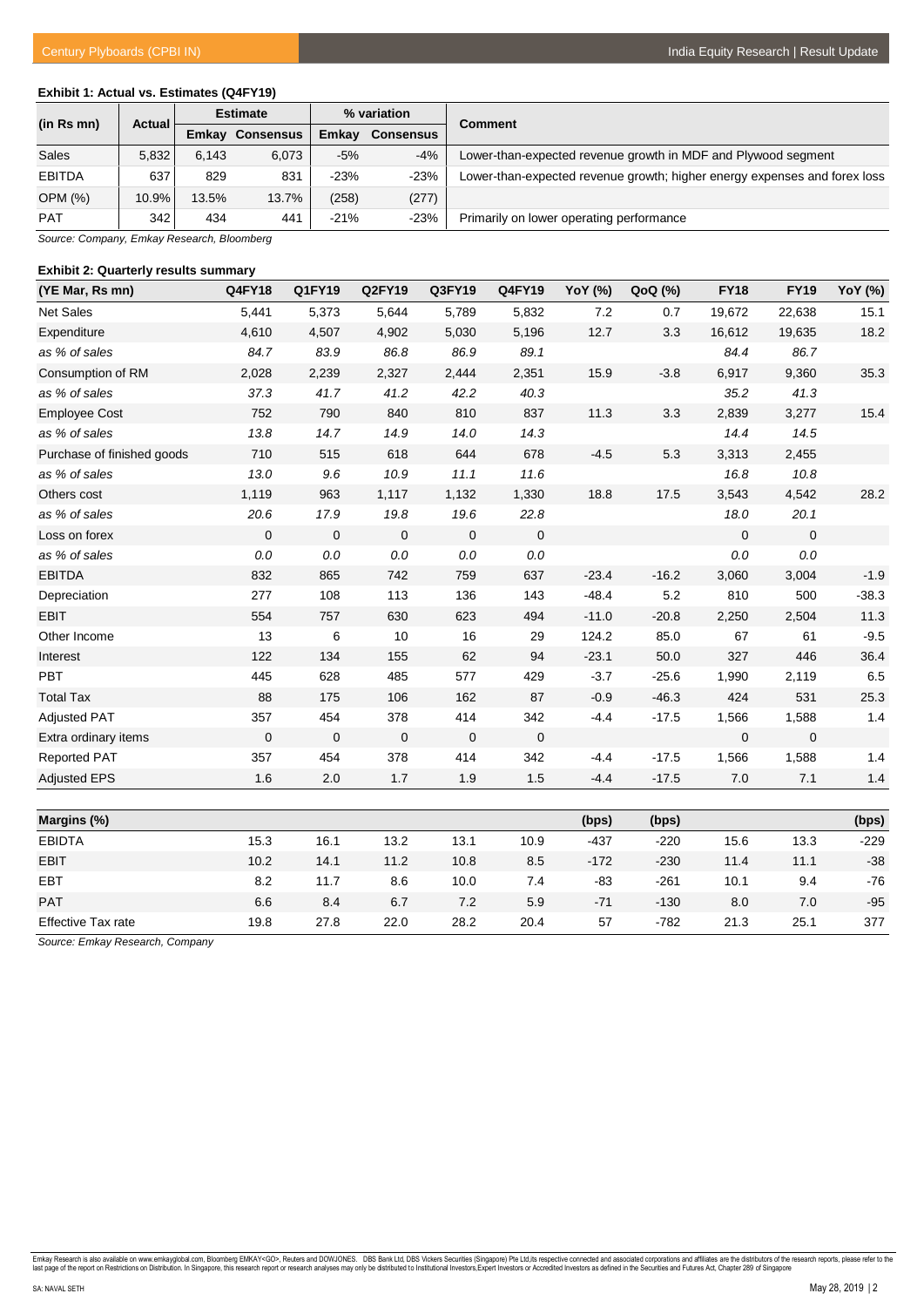**Exhibit 1: Actual vs. Estimates (Q4FY19)**

| (in Rs mn) | Actual | Estimate | | % variation | | Comment |
|---|---|---|---|---|---|---|
| | | Emkay | Consensus | Emkay | Consensus | |
| Sales | 5,832 | 6,143 | 6,073 | -5% | -4% | Lower-than-expected revenue growth in MDF and Plywood segment |
| EBITDA | 637 | 829 | 831 | -23% | -23% | Lower-than-expected revenue growth; higher energy expenses and forex loss |
| OPM (%) | 10.9% | 13.5% | 13.7% | (258) | (277) | |
| PAT | 342 | 434 | 441 | -21% | -23% | Primarily on lower operating performance |

*Source: Company, Emkay Research, Bloomberg*

**Exhibit 2: Quarterly results summary**

| (YE Mar, Rs mn) | Q4FY18 | Q1FY19 | Q2FY19 | Q3FY19 | Q4FY19 | YoY (%) | QoQ (%) | FY18 | FY19 | YoY (%) |
|---|---|---|---|---|---|---|---|---|---|---|
| Net Sales | 5,441 | 5,373 | 5,644 | 5,789 | 5,832 | 7.2 | 0.7 | 19,672 | 22,638 | 15.1 |
| Expenditure | 4,610 | 4,507 | 4,902 | 5,030 | 5,196 | 12.7 | 3.3 | 16,612 | 19,635 | 18.2 |
| *as % of sales* | *84.7* | *83.9* | *86.8* | *86.9* | *89.1* | | | *84.4* | *86.7* | |
| Consumption of RM | 2,028 | 2,239 | 2,327 | 2,444 | 2,351 | 15.9 | -3.8 | 6,917 | 9,360 | 35.3 |
| *as % of sales* | *37.3* | *41.7* | *41.2* | *42.2* | *40.3* | | | *35.2* | *41.3* | |
| Employee Cost | 752 | 790 | 840 | 810 | 837 | 11.3 | 3.3 | 2,839 | 3,277 | 15.4 |
| *as % of sales* | *13.8* | *14.7* | *14.9* | *14.0* | *14.3* | | | *14.4* | *14.5* | |
| Purchase of finished goods | 710 | 515 | 618 | 644 | 678 | -4.5 | 5.3 | 3,313 | 2,455 | |
| *as % of sales* | *13.0* | *9.6* | *10.9* | *11.1* | *11.6* | | | *16.8* | *10.8* | |
| Others cost | 1,119 | 963 | 1,117 | 1,132 | 1,330 | 18.8 | 17.5 | 3,543 | 4,542 | 28.2 |
| *as % of sales* | *20.6* | *17.9* | *19.8* | *19.6* | *22.8* | | | *18.0* | *20.1* | |
| Loss on forex | 0 | 0 | 0 | 0 | 0 | | | 0 | 0 | |
| *as % of sales* | *0.0* | *0.0* | *0.0* | *0.0* | *0.0* | | | *0.0* | *0.0* | |
| EBITDA | 832 | 865 | 742 | 759 | 637 | -23.4 | -16.2 | 3,060 | 3,004 | -1.9 |
| Depreciation | 277 | 108 | 113 | 136 | 143 | -48.4 | 5.2 | 810 | 500 | -38.3 |
| EBIT | 554 | 757 | 630 | 623 | 494 | -11.0 | -20.8 | 2,250 | 2,504 | 11.3 |
| Other Income | 13 | 6 | 10 | 16 | 29 | 124.2 | 85.0 | 67 | 61 | -9.5 |
| Interest | 122 | 134 | 155 | 62 | 94 | -23.1 | 50.0 | 327 | 446 | 36.4 |
| PBT | 445 | 628 | 485 | 577 | 429 | -3.7 | -25.6 | 1,990 | 2,119 | 6.5 |
| Total Tax | 88 | 175 | 106 | 162 | 87 | -0.9 | -46.3 | 424 | 531 | 25.3 |
| Adjusted PAT | 357 | 454 | 378 | 414 | 342 | -4.4 | -17.5 | 1,566 | 1,588 | 1.4 |
| Extra ordinary items | 0 | 0 | 0 | 0 | 0 | | | 0 | 0 | |
| Reported PAT | 357 | 454 | 378 | 414 | 342 | -4.4 | -17.5 | 1,566 | 1,588 | 1.4 |
| Adjusted EPS | 1.6 | 2.0 | 1.7 | 1.9 | 1.5 | -4.4 | -17.5 | 7.0 | 7.1 | 1.4 |
| **Margins (%)** | | | | | | **(bps)** | **(bps)** | | | **(bps)** |
| EBIDTA | 15.3 | 16.1 | 13.2 | 13.1 | 10.9 | -437 | -220 | 15.6 | 13.3 | -229 |
| EBIT | 10.2 | 14.1 | 11.2 | 10.8 | 8.5 | -172 | -230 | 11.4 | 11.1 | -38 |
| EBT | 8.2 | 11.7 | 8.6 | 10.0 | 7.4 | -83 | -261 | 10.1 | 9.4 | -76 |
| PAT | 6.6 | 8.4 | 6.7 | 7.2 | 5.9 | -71 | -130 | 8.0 | 7.0 | -95 |
| Effective Tax rate | 19.8 | 27.8 | 22.0 | 28.2 | 20.4 | 57 | -782 | 21.3 | 25.1 | 377 |

*Source: Emkay Research, Company*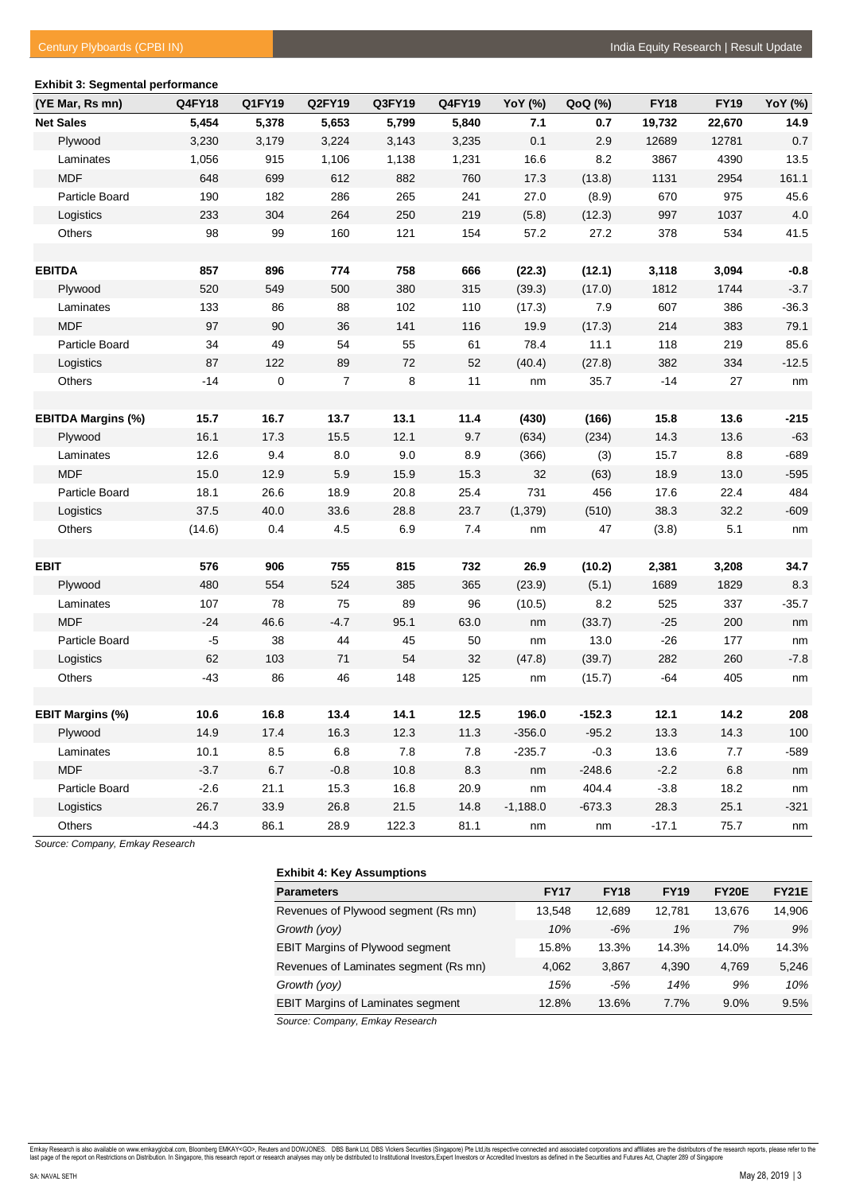**Exhibit 3: Segmental performance**

| (YE Mar, Rs mn) | Q4FY18 | Q1FY19 | Q2FY19 | Q3FY19 | Q4FY19 | YoY (%) | QoQ (%) | FY18 | FY19 | YoY (%) |
|---|---|---|---|---|---|---|---|---|---|---|
| **Net Sales** | **5,454** | **5,378** | **5,653** | **5,799** | **5,840** | **7.1** | **0.7** | **19,732** | **22,670** | **14.9** |
| Plywood | 3,230 | 3,179 | 3,224 | 3,143 | 3,235 | 0.1 | 2.9 | 12689 | 12781 | 0.7 |
| Laminates | 1,056 | 915 | 1,106 | 1,138 | 1,231 | 16.6 | 8.2 | 3867 | 4390 | 13.5 |
| MDF | 648 | 699 | 612 | 882 | 760 | 17.3 | (13.8) | 1131 | 2954 | 161.1 |
| Particle Board | 190 | 182 | 286 | 265 | 241 | 27.0 | (8.9) | 670 | 975 | 45.6 |
| Logistics | 233 | 304 | 264 | 250 | 219 | (5.8) | (12.3) | 997 | 1037 | 4.0 |
| Others | 98 | 99 | 160 | 121 | 154 | 57.2 | 27.2 | 378 | 534 | 41.5 |
| | | | | | | | | | | |
| **EBITDA** | **857** | **896** | **774** | **758** | **666** | **(22.3)** | **(12.1)** | **3,118** | **3,094** | **-0.8** |
| Plywood | 520 | 549 | 500 | 380 | 315 | (39.3) | (17.0) | 1812 | 1744 | -3.7 |
| Laminates | 133 | 86 | 88 | 102 | 110 | (17.3) | 7.9 | 607 | 386 | -36.3 |
| MDF | 97 | 90 | 36 | 141 | 116 | 19.9 | (17.3) | 214 | 383 | 79.1 |
| Particle Board | 34 | 49 | 54 | 55 | 61 | 78.4 | 11.1 | 118 | 219 | 85.6 |
| Logistics | 87 | 122 | 89 | 72 | 52 | (40.4) | (27.8) | 382 | 334 | -12.5 |
| Others | -14 | 0 | 7 | 8 | 11 | nm | 35.7 | -14 | 27 | nm |
| | | | | | | | | | | |
| **EBITDA Margins (%)** | **15.7** | **16.7** | **13.7** | **13.1** | **11.4** | **(430)** | **(166)** | **15.8** | **13.6** | **-215** |
| Plywood | 16.1 | 17.3 | 15.5 | 12.1 | 9.7 | (634) | (234) | 14.3 | 13.6 | -63 |
| Laminates | 12.6 | 9.4 | 8.0 | 9.0 | 8.9 | (366) | (3) | 15.7 | 8.8 | -689 |
| MDF | 15.0 | 12.9 | 5.9 | 15.9 | 15.3 | 32 | (63) | 18.9 | 13.0 | -595 |
| Particle Board | 18.1 | 26.6 | 18.9 | 20.8 | 25.4 | 731 | 456 | 17.6 | 22.4 | 484 |
| Logistics | 37.5 | 40.0 | 33.6 | 28.8 | 23.7 | (1,379) | (510) | 38.3 | 32.2 | -609 |
| Others | (14.6) | 0.4 | 4.5 | 6.9 | 7.4 | nm | 47 | (3.8) | 5.1 | nm |
| | | | | | | | | | | |
| **EBIT** | **576** | **906** | **755** | **815** | **732** | **26.9** | **(10.2)** | **2,381** | **3,208** | **34.7** |
| Plywood | 480 | 554 | 524 | 385 | 365 | (23.9) | (5.1) | 1689 | 1829 | 8.3 |
| Laminates | 107 | 78 | 75 | 89 | 96 | (10.5) | 8.2 | 525 | 337 | -35.7 |
| MDF | -24 | 46.6 | -4.7 | 95.1 | 63.0 | nm | (33.7) | -25 | 200 | nm |
| Particle Board | -5 | 38 | 44 | 45 | 50 | nm | 13.0 | -26 | 177 | nm |
| Logistics | 62 | 103 | 71 | 54 | 32 | (47.8) | (39.7) | 282 | 260 | -7.8 |
| Others | -43 | 86 | 46 | 148 | 125 | nm | (15.7) | -64 | 405 | nm |
| | | | | | | | | | | |
| **EBIT Margins (%)** | **10.6** | **16.8** | **13.4** | **14.1** | **12.5** | **196.0** | **-152.3** | **12.1** | **14.2** | **208** |
| Plywood | 14.9 | 17.4 | 16.3 | 12.3 | 11.3 | -356.0 | -95.2 | 13.3 | 14.3 | 100 |
| Laminates | 10.1 | 8.5 | 6.8 | 7.8 | 7.8 | -235.7 | -0.3 | 13.6 | 7.7 | -589 |
| MDF | -3.7 | 6.7 | -0.8 | 10.8 | 8.3 | nm | -248.6 | -2.2 | 6.8 | nm |
| Particle Board | -2.6 | 21.1 | 15.3 | 16.8 | 20.9 | nm | 404.4 | -3.8 | 18.2 | nm |
| Logistics | 26.7 | 33.9 | 26.8 | 21.5 | 14.8 | -1,188.0 | -673.3 | 28.3 | 25.1 | -321 |
| Others | -44.3 | 86.1 | 28.9 | 122.3 | 81.1 | nm | nm | -17.1 | 75.7 | nm |

*Source: Company, Emkay Research*

**Exhibit 4: Key Assumptions**

| Parameters | FY17 | FY18 | FY19 | FY20E | FY21E |
|---|---|---|---|---|---|
| Revenues of Plywood segment (Rs mn) | 13,548 | 12,689 | 12,781 | 13,676 | 14,906 |
| *Growth (yoy)* | *10%* | *-6%* | *1%* | *7%* | *9%* |
| EBIT Margins of Plywood segment | 15.8% | 13.3% | 14.3% | 14.0% | 14.3% |
| Revenues of Laminates segment (Rs mn) | 4,062 | 3,867 | 4,390 | 4,769 | 5,246 |
| *Growth (yoy)* | *15%* | *-5%* | *14%* | *9%* | *10%* |
| EBIT Margins of Laminates segment | 12.8% | 13.6% | 7.7% | 9.0% | 9.5% |

*Source: Company, Emkay Research*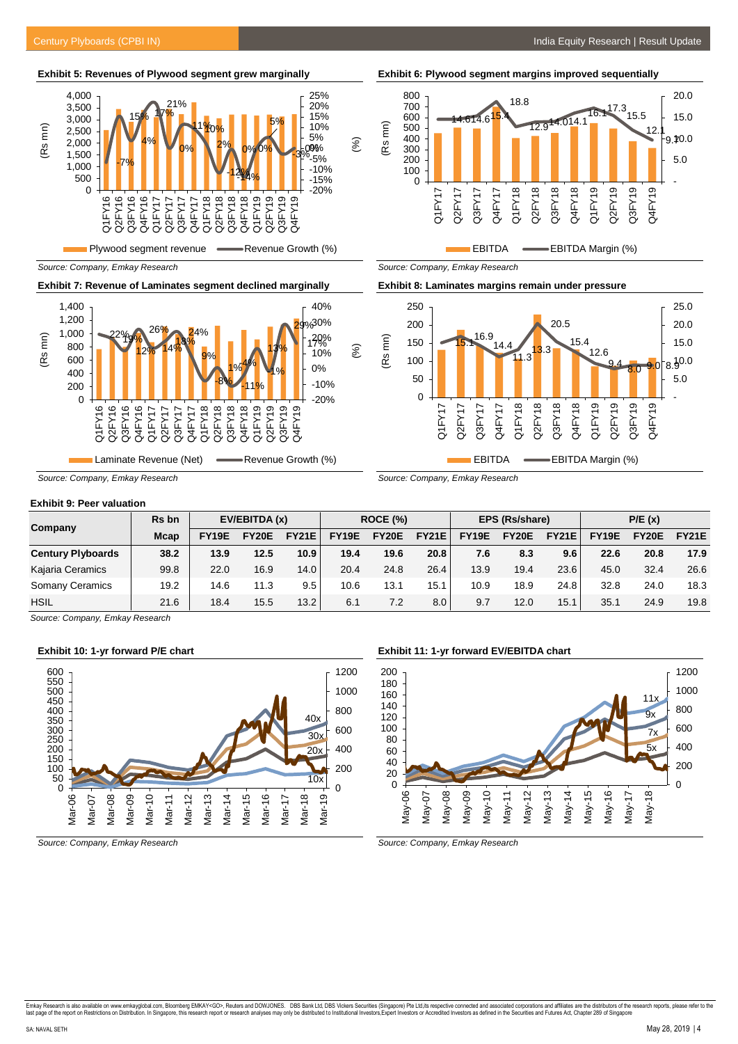**Exhibit 5: Revenues of Plywood segment grew marginally**

*Source: Company, Emkay Research*

**Exhibit 6: Plywood segment margins improved sequentially**

*Source: Company, Emkay Research*

**Exhibit 7: Revenue of Laminates segment declined marginally**

*Source: Company, Emkay Research*

**Exhibit 8: Laminates margins remain under pressure**

*Source: Company, Emkay Research*

**Exhibit 9: Peer valuation**

| Company | Rs bn | EV/EBITDA (x) | | | ROCE (%) | | | EPS (Rs/share) | | | P/E (x) | | |
|---|---|---|---|---|---|---|---|---|---|---|---|---|---|
| | Mcap | FY19E | FY20E | FY21E | FY19E | FY20E | FY21E | FY19E | FY20E | FY21E | FY19E | FY20E | FY21E |
| **Century Plyboards** | **38.2** | **13.9** | **12.5** | **10.9** | **19.4** | **19.6** | **20.8** | **7.6** | **8.3** | **9.6** | **22.6** | **20.8** | **17.9** |
| Kajaria Ceramics | 99.8 | 22.0 | 16.9 | 14.0 | 20.4 | 24.8 | 26.4 | 13.9 | 19.4 | 23.6 | 45.0 | 32.4 | 26.6 |
| Somany Ceramics | 19.2 | 14.6 | 11.3 | 9.5 | 10.6 | 13.1 | 15.1 | 10.9 | 18.9 | 24.8 | 32.8 | 24.0 | 18.3 |
| HSIL | 21.6 | 18.4 | 15.5 | 13.2 | 6.1 | 7.2 | 8.0 | 9.7 | 12.0 | 15.1 | 35.1 | 24.9 | 19.8 |

*Source: Company, Emkay Research*

**Exhibit 10: 1-yr forward P/E chart**

*Source: Company, Emkay Research*

**Exhibit 11: 1-yr forward EV/EBITDA chart**

*Source: Company, Emkay Research*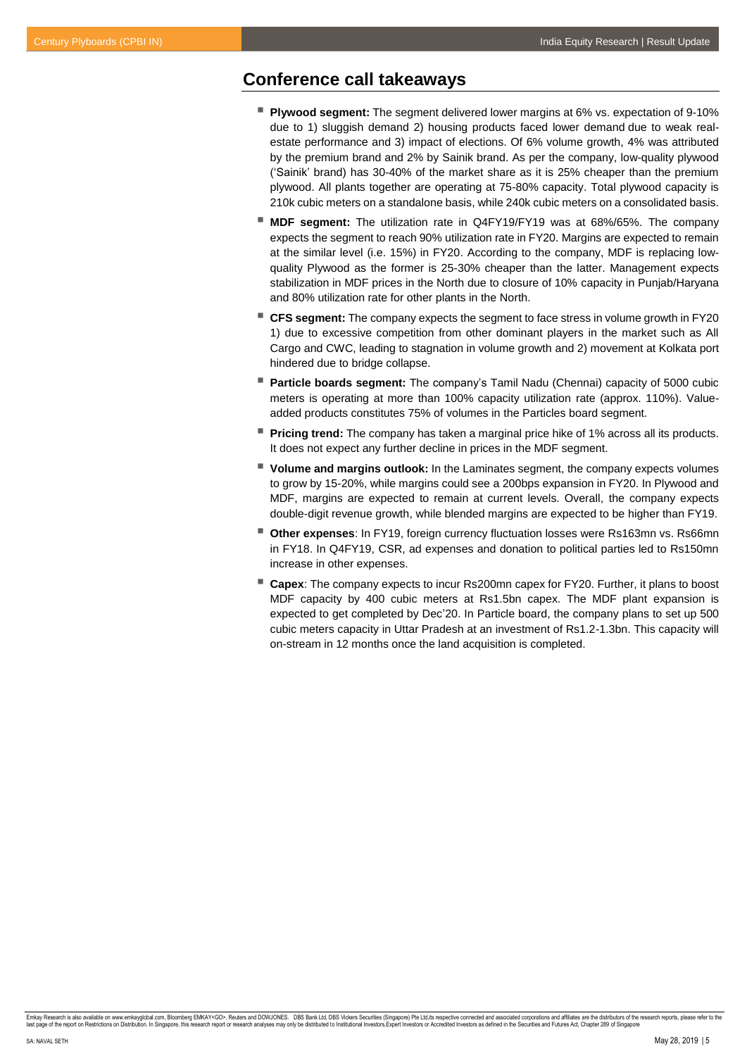## Conference call takeaways

- **Plywood segment:** The segment delivered lower margins at 6% vs. expectation of 9-10% due to 1) sluggish demand 2) housing products faced lower demand due to weak real-estate performance and 3) impact of elections. Of 6% volume growth, 4% was attributed by the premium brand and 2% by Sainik brand. As per the company, low-quality plywood ('Sainik' brand) has 30-40% of the market share as it is 25% cheaper than the premium plywood. All plants together are operating at 75-80% capacity. Total plywood capacity is 210k cubic meters on a standalone basis, while 240k cubic meters on a consolidated basis.
- **MDF segment:** The utilization rate in Q4FY19/FY19 was at 68%/65%. The company expects the segment to reach 90% utilization rate in FY20. Margins are expected to remain at the similar level (i.e. 15%) in FY20. According to the company, MDF is replacing low-quality Plywood as the former is 25-30% cheaper than the latter. Management expects stabilization in MDF prices in the North due to closure of 10% capacity in Punjab/Haryana and 80% utilization rate for other plants in the North.
- **CFS segment:** The company expects the segment to face stress in volume growth in FY20 1) due to excessive competition from other dominant players in the market such as All Cargo and CWC, leading to stagnation in volume growth and 2) movement at Kolkata port hindered due to bridge collapse.
- **Particle boards segment:** The company's Tamil Nadu (Chennai) capacity of 5000 cubic meters is operating at more than 100% capacity utilization rate (approx. 110%). Value-added products constitutes 75% of volumes in the Particles board segment.
- **Pricing trend:** The company has taken a marginal price hike of 1% across all its products. It does not expect any further decline in prices in the MDF segment.
- **Volume and margins outlook:** In the Laminates segment, the company expects volumes to grow by 15-20%, while margins could see a 200bps expansion in FY20. In Plywood and MDF, margins are expected to remain at current levels. Overall, the company expects double-digit revenue growth, while blended margins are expected to be higher than FY19.
- **Other expenses**: In FY19, foreign currency fluctuation losses were Rs163mn vs. Rs66mn in FY18. In Q4FY19, CSR, ad expenses and donation to political parties led to Rs150mn increase in other expenses.
- **Capex**: The company expects to incur Rs200mn capex for FY20. Further, it plans to boost MDF capacity by 400 cubic meters at Rs1.5bn capex. The MDF plant expansion is expected to get completed by Dec'20. In Particle board, the company plans to set up 500 cubic meters capacity in Uttar Pradesh at an investment of Rs1.2-1.3bn. This capacity will on-stream in 12 months once the land acquisition is completed.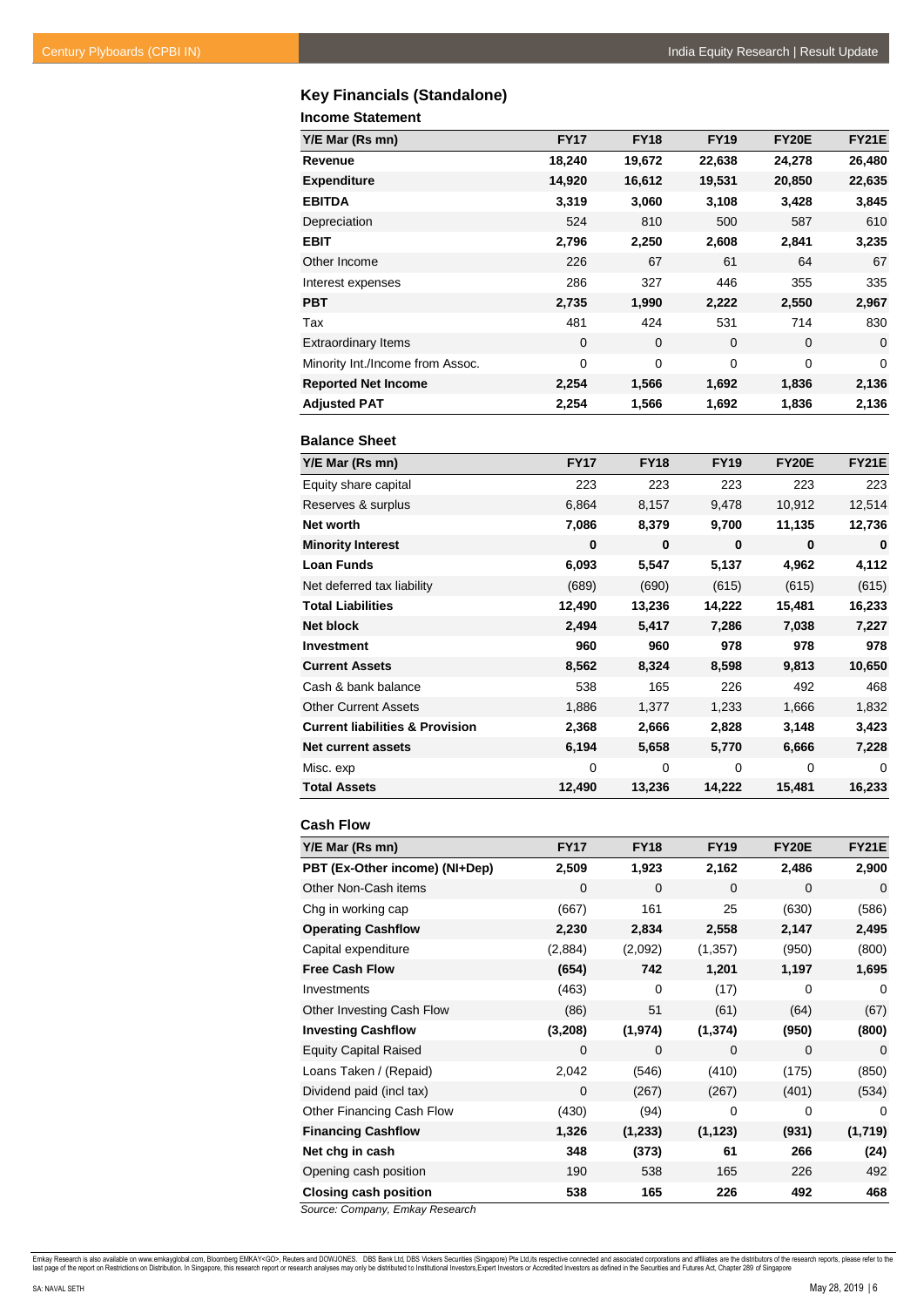## Key Financials (Standalone)

### Income Statement

| Y/E Mar (Rs mn) | FY17 | FY18 | FY19 | FY20E | FY21E |
|---|---|---|---|---|---|
| **Revenue** | **18,240** | **19,672** | **22,638** | **24,278** | **26,480** |
| **Expenditure** | **14,920** | **16,612** | **19,531** | **20,850** | **22,635** |
| **EBITDA** | **3,319** | **3,060** | **3,108** | **3,428** | **3,845** |
| Depreciation | 524 | 810 | 500 | 587 | 610 |
| **EBIT** | **2,796** | **2,250** | **2,608** | **2,841** | **3,235** |
| Other Income | 226 | 67 | 61 | 64 | 67 |
| Interest expenses | 286 | 327 | 446 | 355 | 335 |
| **PBT** | **2,735** | **1,990** | **2,222** | **2,550** | **2,967** |
| Tax | 481 | 424 | 531 | 714 | 830 |
| Extraordinary Items | 0 | 0 | 0 | 0 | 0 |
| Minority Int./Income from Assoc. | 0 | 0 | 0 | 0 | 0 |
| **Reported Net Income** | **2,254** | **1,566** | **1,692** | **1,836** | **2,136** |
| **Adjusted PAT** | **2,254** | **1,566** | **1,692** | **1,836** | **2,136** |

### Balance Sheet

| Y/E Mar (Rs mn) | FY17 | FY18 | FY19 | FY20E | FY21E |
|---|---|---|---|---|---|
| Equity share capital | 223 | 223 | 223 | 223 | 223 |
| Reserves & surplus | 6,864 | 8,157 | 9,478 | 10,912 | 12,514 |
| **Net worth** | **7,086** | **8,379** | **9,700** | **11,135** | **12,736** |
| **Minority Interest** | **0** | **0** | **0** | **0** | **0** |
| **Loan Funds** | **6,093** | **5,547** | **5,137** | **4,962** | **4,112** |
| Net deferred tax liability | (689) | (690) | (615) | (615) | (615) |
| **Total Liabilities** | **12,490** | **13,236** | **14,222** | **15,481** | **16,233** |
| **Net block** | **2,494** | **5,417** | **7,286** | **7,038** | **7,227** |
| **Investment** | **960** | **960** | **978** | **978** | **978** |
| **Current Assets** | **8,562** | **8,324** | **8,598** | **9,813** | **10,650** |
| Cash & bank balance | 538 | 165 | 226 | 492 | 468 |
| Other Current Assets | 1,886 | 1,377 | 1,233 | 1,666 | 1,832 |
| **Current liabilities & Provision** | **2,368** | **2,666** | **2,828** | **3,148** | **3,423** |
| **Net current assets** | **6,194** | **5,658** | **5,770** | **6,666** | **7,228** |
| Misc. exp | 0 | 0 | 0 | 0 | 0 |
| **Total Assets** | **12,490** | **13,236** | **14,222** | **15,481** | **16,233** |

### Cash Flow

| Y/E Mar (Rs mn) | FY17 | FY18 | FY19 | FY20E | FY21E |
|---|---|---|---|---|---|
| **PBT (Ex-Other income) (NI+Dep)** | **2,509** | **1,923** | **2,162** | **2,486** | **2,900** |
| Other Non-Cash items | 0 | 0 | 0 | 0 | 0 |
| Chg in working cap | (667) | 161 | 25 | (630) | (586) |
| **Operating Cashflow** | **2,230** | **2,834** | **2,558** | **2,147** | **2,495** |
| Capital expenditure | (2,884) | (2,092) | (1,357) | (950) | (800) |
| **Free Cash Flow** | **(654)** | **742** | **1,201** | **1,197** | **1,695** |
| Investments | (463) | 0 | (17) | 0 | 0 |
| Other Investing Cash Flow | (86) | 51 | (61) | (64) | (67) |
| **Investing Cashflow** | **(3,208)** | **(1,974)** | **(1,374)** | **(950)** | **(800)** |
| Equity Capital Raised | 0 | 0 | 0 | 0 | 0 |
| Loans Taken / (Repaid) | 2,042 | (546) | (410) | (175) | (850) |
| Dividend paid (incl tax) | 0 | (267) | (267) | (401) | (534) |
| Other Financing Cash Flow | (430) | (94) | 0 | 0 | 0 |
| **Financing Cashflow** | **1,326** | **(1,233)** | **(1,123)** | **(931)** | **(1,719)** |
| **Net chg in cash** | **348** | **(373)** | **61** | **266** | **(24)** |
| Opening cash position | 190 | 538 | 165 | 226 | 492 |
| **Closing cash position** | **538** | **165** | **226** | **492** | **468** |

*Source: Company, Emkay Research*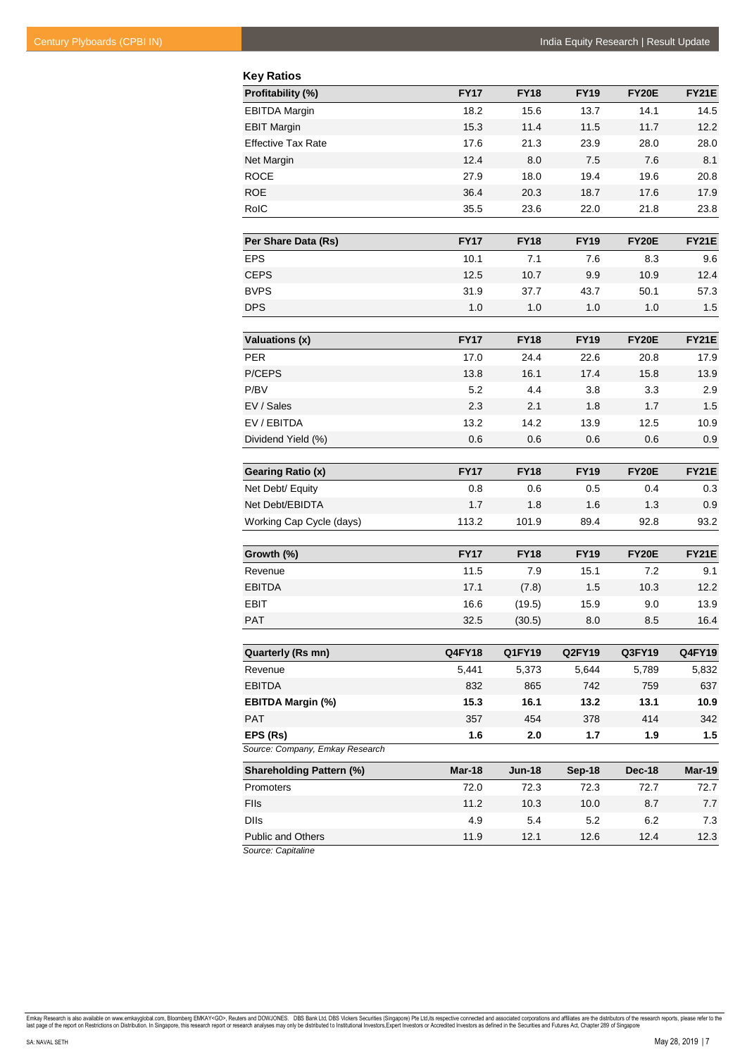## Key Ratios

| Profitability (%) | FY17 | FY18 | FY19 | FY20E | FY21E |
|---|---|---|---|---|---|
| EBITDA Margin | 18.2 | 15.6 | 13.7 | 14.1 | 14.5 |
| EBIT Margin | 15.3 | 11.4 | 11.5 | 11.7 | 12.2 |
| Effective Tax Rate | 17.6 | 21.3 | 23.9 | 28.0 | 28.0 |
| Net Margin | 12.4 | 8.0 | 7.5 | 7.6 | 8.1 |
| ROCE | 27.9 | 18.0 | 19.4 | 19.6 | 20.8 |
| ROE | 36.4 | 20.3 | 18.7 | 17.6 | 17.9 |
| RoIC | 35.5 | 23.6 | 22.0 | 21.8 | 23.8 |

| Per Share Data (Rs) | FY17 | FY18 | FY19 | FY20E | FY21E |
|---|---|---|---|---|---|
| EPS | 10.1 | 7.1 | 7.6 | 8.3 | 9.6 |
| CEPS | 12.5 | 10.7 | 9.9 | 10.9 | 12.4 |
| BVPS | 31.9 | 37.7 | 43.7 | 50.1 | 57.3 |
| DPS | 1.0 | 1.0 | 1.0 | 1.0 | 1.5 |

| Valuations (x) | FY17 | FY18 | FY19 | FY20E | FY21E |
|---|---|---|---|---|---|
| PER | 17.0 | 24.4 | 22.6 | 20.8 | 17.9 |
| P/CEPS | 13.8 | 16.1 | 17.4 | 15.8 | 13.9 |
| P/BV | 5.2 | 4.4 | 3.8 | 3.3 | 2.9 |
| EV / Sales | 2.3 | 2.1 | 1.8 | 1.7 | 1.5 |
| EV / EBITDA | 13.2 | 14.2 | 13.9 | 12.5 | 10.9 |
| Dividend Yield (%) | 0.6 | 0.6 | 0.6 | 0.6 | 0.9 |

| Gearing Ratio (x) | FY17 | FY18 | FY19 | FY20E | FY21E |
|---|---|---|---|---|---|
| Net Debt/ Equity | 0.8 | 0.6 | 0.5 | 0.4 | 0.3 |
| Net Debt/EBIDTA | 1.7 | 1.8 | 1.6 | 1.3 | 0.9 |
| Working Cap Cycle (days) | 113.2 | 101.9 | 89.4 | 92.8 | 93.2 |

| Growth (%) | FY17 | FY18 | FY19 | FY20E | FY21E |
|---|---|---|---|---|---|
| Revenue | 11.5 | 7.9 | 15.1 | 7.2 | 9.1 |
| EBITDA | 17.1 | (7.8) | 1.5 | 10.3 | 12.2 |
| EBIT | 16.6 | (19.5) | 15.9 | 9.0 | 13.9 |
| PAT | 32.5 | (30.5) | 8.0 | 8.5 | 16.4 |

| Quarterly (Rs mn) | Q4FY18 | Q1FY19 | Q2FY19 | Q3FY19 | Q4FY19 |
|---|---|---|---|---|---|
| Revenue | 5,441 | 5,373 | 5,644 | 5,789 | 5,832 |
| EBITDA | 832 | 865 | 742 | 759 | 637 |
| **EBITDA Margin (%)** | **15.3** | **16.1** | **13.2** | **13.1** | **10.9** |
| PAT | 357 | 454 | 378 | 414 | 342 |
| **EPS (Rs)** | **1.6** | **2.0** | **1.7** | **1.9** | **1.5** |

*Source: Company, Emkay Research*

| Shareholding Pattern (%) | Mar-18 | Jun-18 | Sep-18 | Dec-18 | Mar-19 |
|---|---|---|---|---|---|
| Promoters | 72.0 | 72.3 | 72.3 | 72.7 | 72.7 |
| FIIs | 11.2 | 10.3 | 10.0 | 8.7 | 7.7 |
| DIIs | 4.9 | 5.4 | 5.2 | 6.2 | 7.3 |
| Public and Others | 11.9 | 12.1 | 12.6 | 12.4 | 12.3 |

*Source: Capitaline*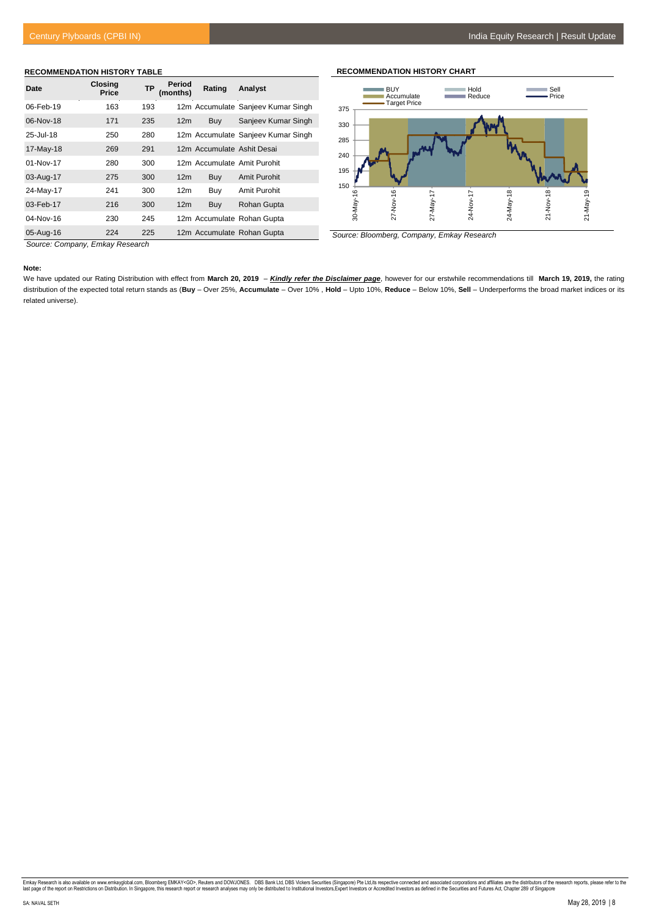**RECOMMENDATION HISTORY TABLE**

| Date | Closing Price | TP | Period (months) | Rating | Analyst |
|---|---|---|---|---|---|
| 06-Feb-19 | 163 | 193 | 12m | Accumulate | Sanjeev Kumar Singh |
| 06-Nov-18 | 171 | 235 | 12m | Buy | Sanjeev Kumar Singh |
| 25-Jul-18 | 250 | 280 | 12m | Accumulate | Sanjeev Kumar Singh |
| 17-May-18 | 269 | 291 | 12m | Accumulate | Ashit Desai |
| 01-Nov-17 | 280 | 300 | 12m | Accumulate | Amit Purohit |
| 03-Aug-17 | 275 | 300 | 12m | Buy | Amit Purohit |
| 24-May-17 | 241 | 300 | 12m | Buy | Amit Purohit |
| 03-Feb-17 | 216 | 300 | 12m | Buy | Rohan Gupta |
| 04-Nov-16 | 230 | 245 | 12m | Accumulate | Rohan Gupta |
| 05-Aug-16 | 224 | 225 | 12m | Accumulate | Rohan Gupta |

*Source: Company, Emkay Research*

**RECOMMENDATION HISTORY CHART**

BUY
Accumulate
Target Price
Hold
Reduce
Sell
Price

375
330
285
240
195
150

30-May-16
27-Nov-16
27-May-17
24-Nov-17
24-May-18
21-Nov-18
21-May-19

*Source: Bloomberg, Company, Emkay Research*

**Note:**

We have updated our Rating Distribution with effect from **March 20, 2019** – ***Kindly refer the Disclaimer page***, however for our erstwhile recommendations till **March 19, 2019,** the rating distribution of the expected total return stands as (**Buy** – Over 25%, **Accumulate** – Over 10% , **Hold** – Upto 10%, **Reduce** – Below 10%, **Sell** – Underperforms the broad market indices or its related universe).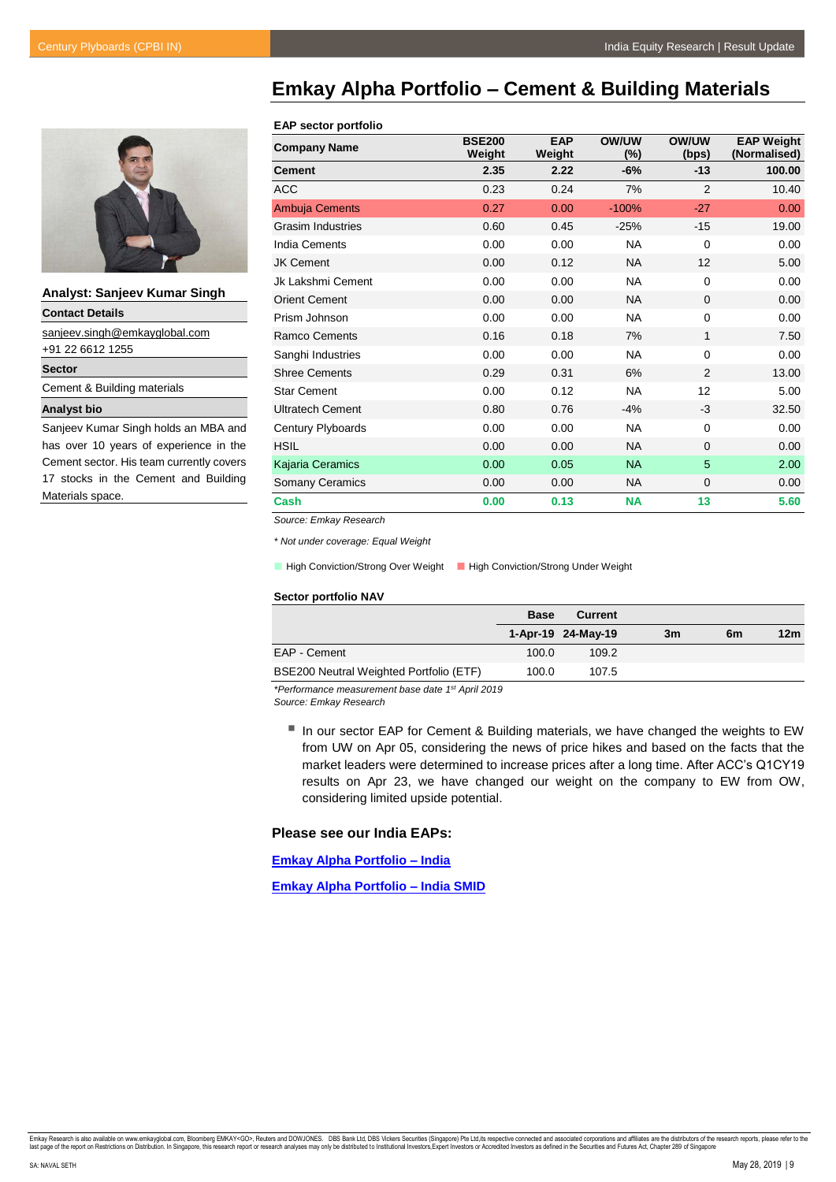# Emkay Alpha Portfolio – Cement & Building Materials

**Analyst: Sanjeev Kumar Singh**

**Contact Details**

sanjeev.singh@emkayglobal.com
+91 22 6612 1255

**Sector**

Cement & Building materials

**Analyst bio**

Sanjeev Kumar Singh holds an MBA and has over 10 years of experience in the Cement sector. His team currently covers 17 stocks in the Cement and Building Materials space.

**EAP sector portfolio**

| Company Name | BSE200 Weight | EAP Weight | OW/UW (%) | OW/UW (bps) | EAP Weight (Normalised) |
|---|---|---|---|---|---|
| **Cement** | **2.35** | **2.22** | **-6%** | **-13** | **100.00** |
| ACC | 0.23 | 0.24 | 7% | 2 | 10.40 |
| Ambuja Cements | 0.27 | 0.00 | -100% | -27 | 0.00 |
| Grasim Industries | 0.60 | 0.45 | -25% | -15 | 19.00 |
| India Cements | 0.00 | 0.00 | NA | 0 | 0.00 |
| JK Cement | 0.00 | 0.12 | NA | 12 | 5.00 |
| Jk Lakshmi Cement | 0.00 | 0.00 | NA | 0 | 0.00 |
| Orient Cement | 0.00 | 0.00 | NA | 0 | 0.00 |
| Prism Johnson | 0.00 | 0.00 | NA | 0 | 0.00 |
| Ramco Cements | 0.16 | 0.18 | 7% | 1 | 7.50 |
| Sanghi Industries | 0.00 | 0.00 | NA | 0 | 0.00 |
| Shree Cements | 0.29 | 0.31 | 6% | 2 | 13.00 |
| Star Cement | 0.00 | 0.12 | NA | 12 | 5.00 |
| Ultratech Cement | 0.80 | 0.76 | -4% | -3 | 32.50 |
| Century Plyboards | 0.00 | 0.00 | NA | 0 | 0.00 |
| HSIL | 0.00 | 0.00 | NA | 0 | 0.00 |
| Kajaria Ceramics | 0.00 | 0.05 | NA | 5 | 2.00 |
| Somany Ceramics | 0.00 | 0.00 | NA | 0 | 0.00 |
| **Cash** | **0.00** | **0.13** | **NA** | **13** | **5.60** |

*Source: Emkay Research*

*\* Not under coverage: Equal Weight*

High Conviction/Strong Over Weight    High Conviction/Strong Under Weight

**Sector portfolio NAV**

| | Base | Current | | | |
|---|---|---|---|---|---|
| | 1-Apr-19 | 24-May-19 | 3m | 6m | 12m |
| EAP - Cement | 100.0 | 109.2 | | | |
| BSE200 Neutral Weighted Portfolio (ETF) | 100.0 | 107.5 | | | |

*\*Performance measurement base date 1st April 2019*
*Source: Emkay Research*

- In our sector EAP for Cement & Building materials, we have changed the weights to EW from UW on Apr 05, considering the news of price hikes and based on the facts that the market leaders were determined to increase prices after a long time. After ACC's Q1CY19 results on Apr 23, we have changed our weight on the company to EW from OW, considering limited upside potential.

### Please see our India EAPs:

**Emkay Alpha Portfolio – India**

**Emkay Alpha Portfolio – India SMID**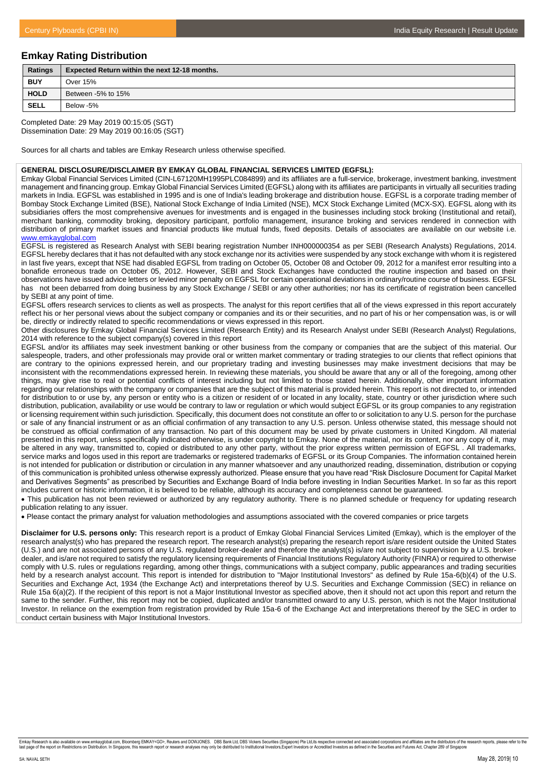## Emkay Rating Distribution

| Ratings | Expected Return within the next 12-18 months. |
|---|---|
| BUY | Over 15% |
| HOLD | Between -5% to 15% |
| SELL | Below -5% |

Completed Date: 29 May 2019 00:15:05 (SGT)
Dissemination Date: 29 May 2019 00:16:05 (SGT)

Sources for all charts and tables are Emkay Research unless otherwise specified.

**GENERAL DISCLOSURE/DISCLAIMER BY EMKAY GLOBAL FINANCIAL SERVICES LIMITED (EGFSL):**

Emkay Global Financial Services Limited (CIN-L67120MH1995PLC084899) and its affiliates are a full-service, brokerage, investment banking, investment management and financing group. Emkay Global Financial Services Limited (EGFSL) along with its affiliates are participants in virtually all securities trading markets in India. EGFSL was established in 1995 and is one of India's leading brokerage and distribution house. EGFSL is a corporate trading member of Bombay Stock Exchange Limited (BSE), National Stock Exchange of India Limited (NSE), MCX Stock Exchange Limited (MCX-SX). EGFSL along with its subsidiaries offers the most comprehensive avenues for investments and is engaged in the businesses including stock broking (Institutional and retail), merchant banking, commodity broking, depository participant, portfolio management, insurance broking and services rendered in connection with distribution of primary market issues and financial products like mutual funds, fixed deposits. Details of associates are available on our website i.e. www.emkayglobal.com

EGFSL is registered as Research Analyst with SEBI bearing registration Number INH000000354 as per SEBI (Research Analysts) Regulations, 2014. EGFSL hereby declares that it has not defaulted with any stock exchange nor its activities were suspended by any stock exchange with whom it is registered in last five years, except that NSE had disabled EGFSL from trading on October 05, October 08 and October 09, 2012 for a manifest error resulting into a bonafide erroneous trade on October 05, 2012. However, SEBI and Stock Exchanges have conducted the routine inspection and based on their observations have issued advice letters or levied minor penalty on EGFSL for certain operational deviations in ordinary/routine course of business. EGFSL has not been debarred from doing business by any Stock Exchange / SEBI or any other authorities; nor has its certificate of registration been cancelled by SEBI at any point of time.

EGFSL offers research services to clients as well as prospects. The analyst for this report certifies that all of the views expressed in this report accurately reflect his or her personal views about the subject company or companies and its or their securities, and no part of his or her compensation was, is or will be, directly or indirectly related to specific recommendations or views expressed in this report.

Other disclosures by Emkay Global Financial Services Limited (Research Entity) and its Research Analyst under SEBI (Research Analyst) Regulations, 2014 with reference to the subject company(s) covered in this report

EGFSL and/or its affiliates may seek investment banking or other business from the company or companies that are the subject of this material. Our salespeople, traders, and other professionals may provide oral or written market commentary or trading strategies to our clients that reflect opinions that are contrary to the opinions expressed herein, and our proprietary trading and investing businesses may make investment decisions that may be inconsistent with the recommendations expressed herein. In reviewing these materials, you should be aware that any or all of the foregoing, among other things, may give rise to real or potential conflicts of interest including but not limited to those stated herein. Additionally, other important information regarding our relationships with the company or companies that are the subject of this material is provided herein. This report is not directed to, or intended for distribution to or use by, any person or entity who is a citizen or resident of or located in any locality, state, country or other jurisdiction where such distribution, publication, availability or use would be contrary to law or regulation or which would subject EGFSL or its group companies to any registration or licensing requirement within such jurisdiction. Specifically, this document does not constitute an offer to or solicitation to any U.S. person for the purchase or sale of any financial instrument or as an official confirmation of any transaction to any U.S. person. Unless otherwise stated, this message should not be construed as official confirmation of any transaction. No part of this document may be used by private customers in United Kingdom. All material presented in this report, unless specifically indicated otherwise, is under copyright to Emkay. None of the material, nor its content, nor any copy of it, may be altered in any way, transmitted to, copied or distributed to any other party, without the prior express written permission of EGFSL . All trademarks, service marks and logos used in this report are trademarks or registered trademarks of EGFSL or its Group Companies. The information contained herein is not intended for publication or distribution or circulation in any manner whatsoever and any unauthorized reading, dissemination, distribution or copying of this communication is prohibited unless otherwise expressly authorized. Please ensure that you have read "Risk Disclosure Document for Capital Market and Derivatives Segments" as prescribed by Securities and Exchange Board of India before investing in Indian Securities Market. In so far as this report includes current or historic information, it is believed to be reliable, although its accuracy and completeness cannot be guaranteed.

- This publication has not been reviewed or authorized by any regulatory authority. There is no planned schedule or frequency for updating research publication relating to any issuer.
- Please contact the primary analyst for valuation methodologies and assumptions associated with the covered companies or price targets

**Disclaimer for U.S. persons only:** This research report is a product of Emkay Global Financial Services Limited (Emkay), which is the employer of the research analyst(s) who has prepared the research report. The research analyst(s) preparing the research report is/are resident outside the United States (U.S.) and are not associated persons of any U.S. regulated broker-dealer and therefore the analyst(s) is/are not subject to supervision by a U.S. broker-dealer, and is/are not required to satisfy the regulatory licensing requirements of Financial Institutions Regulatory Authority (FINRA) or required to otherwise comply with U.S. rules or regulations regarding, among other things, communications with a subject company, public appearances and trading securities held by a research analyst account. This report is intended for distribution to "Major Institutional Investors" as defined by Rule 15a-6(b)(4) of the U.S. Securities and Exchange Act, 1934 (the Exchange Act) and interpretations thereof by U.S. Securities and Exchange Commission (SEC) in reliance on Rule 15a 6(a)(2). If the recipient of this report is not a Major Institutional Investor as specified above, then it should not act upon this report and return the same to the sender. Further, this report may not be copied, duplicated and/or transmitted onward to any U.S. person, which is not the Major Institutional Investor. In reliance on the exemption from registration provided by Rule 15a-6 of the Exchange Act and interpretations thereof by the SEC in order to conduct certain business with Major Institutional Investors.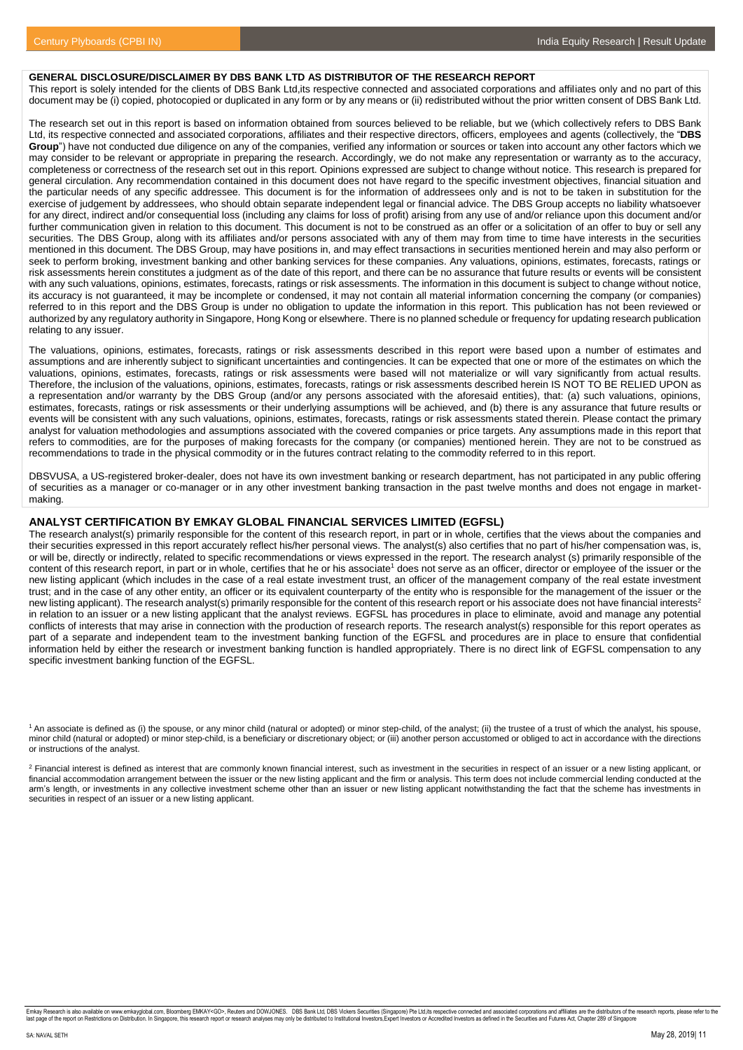## GENERAL DISCLOSURE/DISCLAIMER BY DBS BANK LTD AS DISTRIBUTOR OF THE RESEARCH REPORT

This report is solely intended for the clients of DBS Bank Ltd,its respective connected and associated corporations and affiliates only and no part of this document may be (i) copied, photocopied or duplicated in any form or by any means or (ii) redistributed without the prior written consent of DBS Bank Ltd.

The research set out in this report is based on information obtained from sources believed to be reliable, but we (which collectively refers to DBS Bank Ltd, its respective connected and associated corporations, affiliates and their respective directors, officers, employees and agents (collectively, the "**DBS Group**") have not conducted due diligence on any of the companies, verified any information or sources or taken into account any other factors which we may consider to be relevant or appropriate in preparing the research. Accordingly, we do not make any representation or warranty as to the accuracy, completeness or correctness of the research set out in this report. Opinions expressed are subject to change without notice. This research is prepared for general circulation. Any recommendation contained in this document does not have regard to the specific investment objectives, financial situation and the particular needs of any specific addressee. This document is for the information of addressees only and is not to be taken in substitution for the exercise of judgement by addressees, who should obtain separate independent legal or financial advice. The DBS Group accepts no liability whatsoever for any direct, indirect and/or consequential loss (including any claims for loss of profit) arising from any use of and/or reliance upon this document and/or further communication given in relation to this document. This document is not to be construed as an offer or a solicitation of an offer to buy or sell any securities. The DBS Group, along with its affiliates and/or persons associated with any of them may from time to time have interests in the securities mentioned in this document. The DBS Group, may have positions in, and may effect transactions in securities mentioned herein and may also perform or seek to perform broking, investment banking and other banking services for these companies. Any valuations, opinions, estimates, forecasts, ratings or risk assessments herein constitutes a judgment as of the date of this report, and there can be no assurance that future results or events will be consistent with any such valuations, opinions, estimates, forecasts, ratings or risk assessments. The information in this document is subject to change without notice, its accuracy is not guaranteed, it may be incomplete or condensed, it may not contain all material information concerning the company (or companies) referred to in this report and the DBS Group is under no obligation to update the information in this report. This publication has not been reviewed or authorized by any regulatory authority in Singapore, Hong Kong or elsewhere. There is no planned schedule or frequency for updating research publication relating to any issuer.

The valuations, opinions, estimates, forecasts, ratings or risk assessments described in this report were based upon a number of estimates and assumptions and are inherently subject to significant uncertainties and contingencies. It can be expected that one or more of the estimates on which the valuations, opinions, estimates, forecasts, ratings or risk assessments were based will not materialize or will vary significantly from actual results. Therefore, the inclusion of the valuations, opinions, estimates, forecasts, ratings or risk assessments described herein IS NOT TO BE RELIED UPON as a representation and/or warranty by the DBS Group (and/or any persons associated with the aforesaid entities), that: (a) such valuations, opinions, estimates, forecasts, ratings or risk assessments or their underlying assumptions will be achieved, and (b) there is any assurance that future results or events will be consistent with any such valuations, opinions, estimates, forecasts, ratings or risk assessments stated therein. Please contact the primary analyst for valuation methodologies and assumptions associated with the covered companies or price targets. Any assumptions made in this report that refers to commodities, are for the purposes of making forecasts for the company (or companies) mentioned herein. They are not to be construed as recommendations to trade in the physical commodity or in the futures contract relating to the commodity referred to in this report.

DBSVUSA, a US-registered broker-dealer, does not have its own investment banking or research department, has not participated in any public offering of securities as a manager or co-manager or in any other investment banking transaction in the past twelve months and does not engage in market-making.

## ANALYST CERTIFICATION BY EMKAY GLOBAL FINANCIAL SERVICES LIMITED (EGFSL)

The research analyst(s) primarily responsible for the content of this research report, in part or in whole, certifies that the views about the companies and their securities expressed in this report accurately reflect his/her personal views. The analyst(s) also certifies that no part of his/her compensation was, is, or will be, directly or indirectly, related to specific recommendations or views expressed in the report. The research analyst (s) primarily responsible of the content of this research report, in part or in whole, certifies that he or his associate[1] does not serve as an officer, director or employee of the issuer or the new listing applicant (which includes in the case of a real estate investment trust, an officer of the management company of the real estate investment trust; and in the case of any other entity, an officer or its equivalent counterparty of the entity who is responsible for the management of the issuer or the new listing applicant). The research analyst(s) primarily responsible for the content of this research report or his associate does not have financial interests[2] in relation to an issuer or a new listing applicant that the analyst reviews. EGFSL has procedures in place to eliminate, avoid and manage any potential conflicts of interests that may arise in connection with the production of research reports. The research analyst(s) responsible for this report operates as part of a separate and independent team to the investment banking function of the EGFSL and procedures are in place to ensure that confidential information held by either the research or investment banking function is handled appropriately. There is no direct link of EGFSL compensation to any specific investment banking function of the EGFSL.

[1] An associate is defined as (i) the spouse, or any minor child (natural or adopted) or minor step-child, of the analyst; (ii) the trustee of a trust of which the analyst, his spouse, minor child (natural or adopted) or minor step-child, is a beneficiary or discretionary object; or (iii) another person accustomed or obliged to act in accordance with the directions or instructions of the analyst.

[2] Financial interest is defined as interest that are commonly known financial interest, such as investment in the securities in respect of an issuer or a new listing applicant, or financial accommodation arrangement between the issuer or the new listing applicant and the firm or analysis. This term does not include commercial lending conducted at the arm's length, or investments in any collective investment scheme other than an issuer or new listing applicant notwithstanding the fact that the scheme has investments in securities in respect of an issuer or a new listing applicant.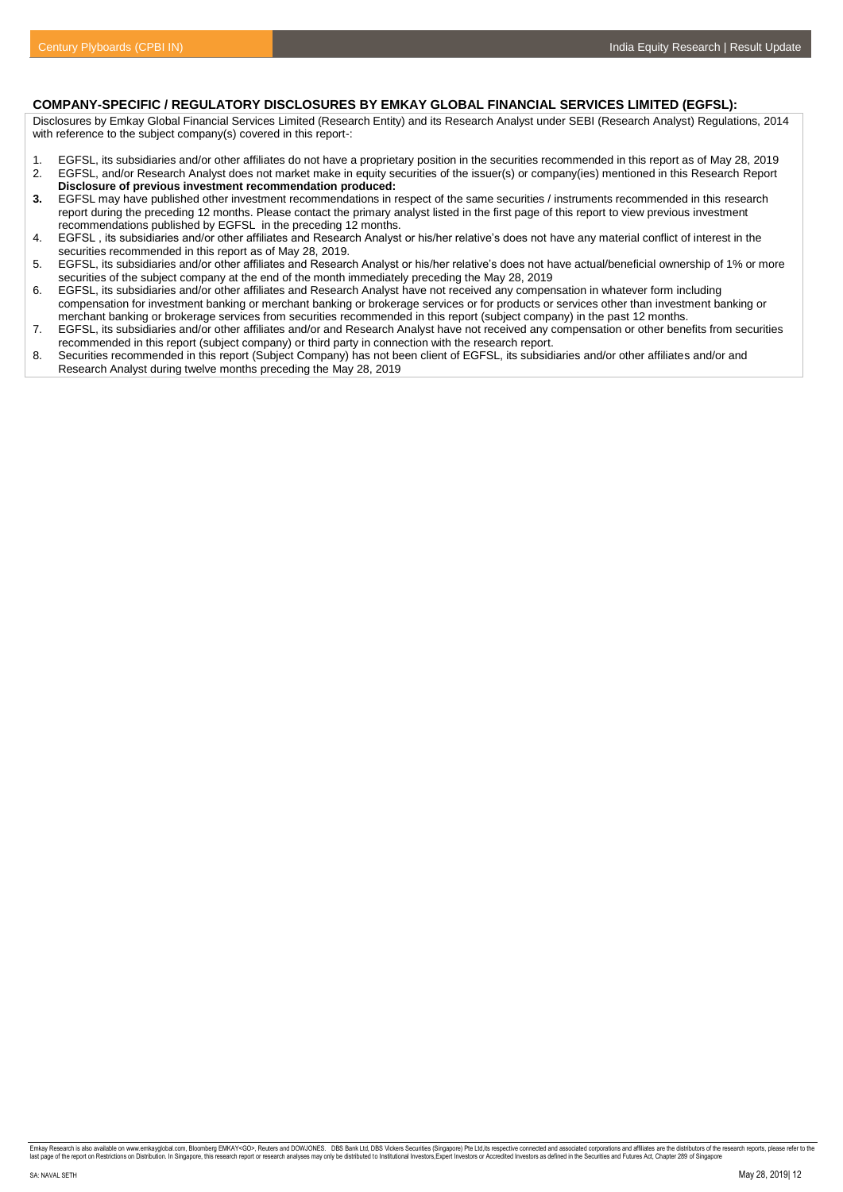### COMPANY-SPECIFIC / REGULATORY DISCLOSURES BY EMKAY GLOBAL FINANCIAL SERVICES LIMITED (EGFSL):

Disclosures by Emkay Global Financial Services Limited (Research Entity) and its Research Analyst under SEBI (Research Analyst) Regulations, 2014 with reference to the subject company(s) covered in this report-:

1. EGFSL, its subsidiaries and/or other affiliates do not have a proprietary position in the securities recommended in this report as of May 28, 2019
2. EGFSL, and/or Research Analyst does not market make in equity securities of the issuer(s) or company(ies) mentioned in this Research Report

**Disclosure of previous investment recommendation produced:**

3. EGFSL may have published other investment recommendations in respect of the same securities / instruments recommended in this research report during the preceding 12 months. Please contact the primary analyst listed in the first page of this report to view previous investment recommendations published by EGFSL in the preceding 12 months.
4. EGFSL , its subsidiaries and/or other affiliates and Research Analyst or his/her relative's does not have any material conflict of interest in the securities recommended in this report as of May 28, 2019.
5. EGFSL, its subsidiaries and/or other affiliates and Research Analyst or his/her relative's does not have actual/beneficial ownership of 1% or more securities of the subject company at the end of the month immediately preceding the May 28, 2019
6. EGFSL, its subsidiaries and/or other affiliates and Research Analyst have not received any compensation in whatever form including compensation for investment banking or merchant banking or brokerage services or for products or services other than investment banking or merchant banking or brokerage services from securities recommended in this report (subject company) in the past 12 months.
7. EGFSL, its subsidiaries and/or other affiliates and/or and Research Analyst have not received any compensation or other benefits from securities recommended in this report (subject company) or third party in connection with the research report.
8. Securities recommended in this report (Subject Company) has not been client of EGFSL, its subsidiaries and/or other affiliates and/or and Research Analyst during twelve months preceding the May 28, 2019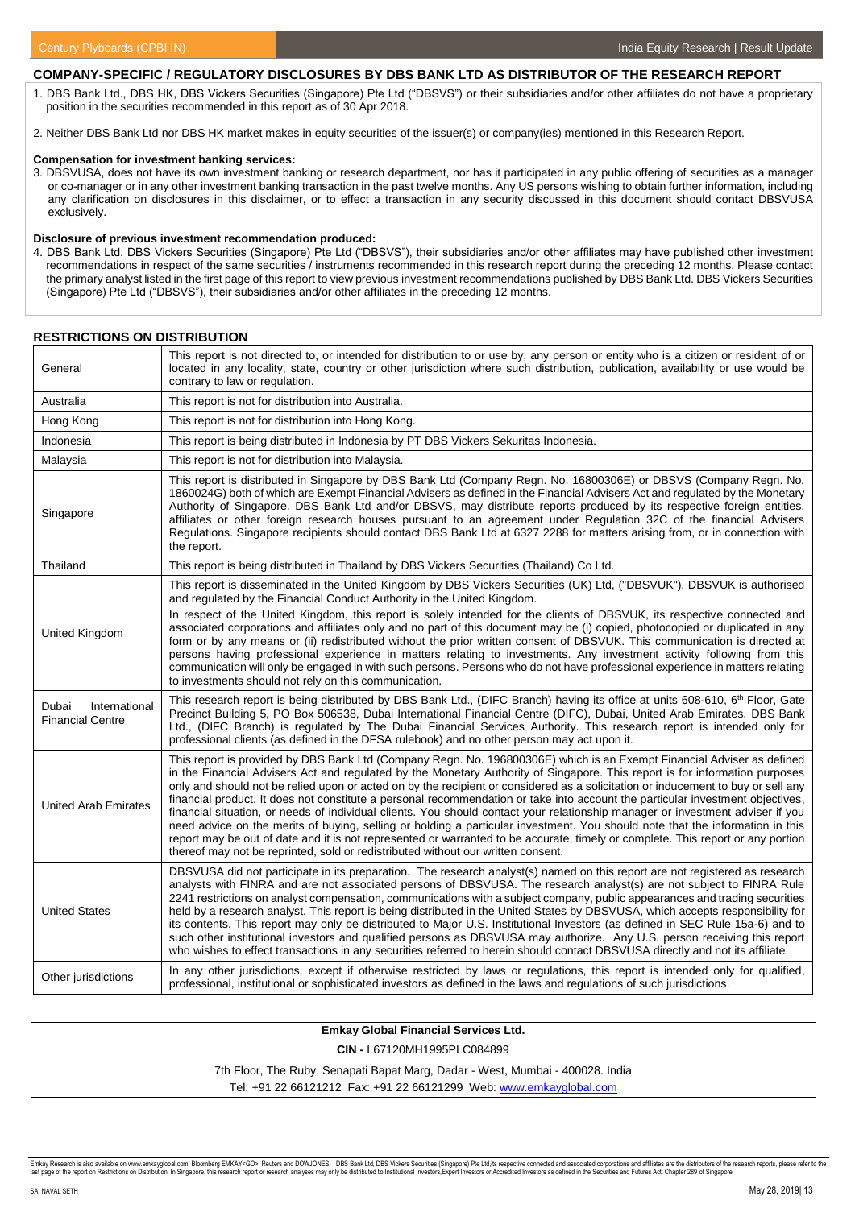## COMPANY-SPECIFIC / REGULATORY DISCLOSURES BY DBS BANK LTD AS DISTRIBUTOR OF THE RESEARCH REPORT

1. DBS Bank Ltd., DBS HK, DBS Vickers Securities (Singapore) Pte Ltd ("DBSVS") or their subsidiaries and/or other affiliates do not have a proprietary position in the securities recommended in this report as of 30 Apr 2018.

2. Neither DBS Bank Ltd nor DBS HK market makes in equity securities of the issuer(s) or company(ies) mentioned in this Research Report.

**Compensation for investment banking services:**

3. DBSVUSA, does not have its own investment banking or research department, nor has it participated in any public offering of securities as a manager or co-manager or in any other investment banking transaction in the past twelve months. Any US persons wishing to obtain further information, including any clarification on disclosures in this disclaimer, or to effect a transaction in any security discussed in this document should contact DBSVUSA exclusively.

**Disclosure of previous investment recommendation produced:**

4. DBS Bank Ltd. DBS Vickers Securities (Singapore) Pte Ltd ("DBSVS"), their subsidiaries and/or other affiliates may have published other investment recommendations in respect of the same securities / instruments recommended in this research report during the preceding 12 months. Please contact the primary analyst listed in the first page of this report to view previous investment recommendations published by DBS Bank Ltd. DBS Vickers Securities (Singapore) Pte Ltd ("DBSVS"), their subsidiaries and/or other affiliates in the preceding 12 months.

## RESTRICTIONS ON DISTRIBUTION

| | |
|---|---|
| General | This report is not directed to, or intended for distribution to or use by, any person or entity who is a citizen or resident of or located in any locality, state, country or other jurisdiction where such distribution, publication, availability or use would be contrary to law or regulation. |
| Australia | This report is not for distribution into Australia. |
| Hong Kong | This report is not for distribution into Hong Kong. |
| Indonesia | This report is being distributed in Indonesia by PT DBS Vickers Sekuritas Indonesia. |
| Malaysia | This report is not for distribution into Malaysia. |
| Singapore | This report is distributed in Singapore by DBS Bank Ltd (Company Regn. No. 16800306E) or DBSVS (Company Regn. No. 1860024G) both of which are Exempt Financial Advisers as defined in the Financial Advisers Act and regulated by the Monetary Authority of Singapore. DBS Bank Ltd and/or DBSVS, may distribute reports produced by its respective foreign entities, affiliates or other foreign research houses pursuant to an agreement under Regulation 32C of the financial Advisers Regulations. Singapore recipients should contact DBS Bank Ltd at 6327 2288 for matters arising from, or in connection with the report. |
| Thailand | This report is being distributed in Thailand by DBS Vickers Securities (Thailand) Co Ltd. |
| United Kingdom | This report is disseminated in the United Kingdom by DBS Vickers Securities (UK) Ltd, ("DBSVUK"). DBSVUK is authorised and regulated by the Financial Conduct Authority in the United Kingdom. In respect of the United Kingdom, this report is solely intended for the clients of DBSVUK, its respective connected and associated corporations and affiliates only and no part of this document may be (i) copied, photocopied or duplicated in any form or by any means or (ii) redistributed without the prior written consent of DBSVUK. This communication is directed at persons having professional experience in matters relating to investments. Any investment activity following from this communication will only be engaged in with such persons. Persons who do not have professional experience in matters relating to investments should not rely on this communication. |
| Dubai International Financial Centre | This research report is being distributed by DBS Bank Ltd., (DIFC Branch) having its office at units 608-610, 6th Floor, Gate Precinct Building 5, PO Box 506538, Dubai International Financial Centre (DIFC), Dubai, United Arab Emirates. DBS Bank Ltd., (DIFC Branch) is regulated by The Dubai Financial Services Authority. This research report is intended only for professional clients (as defined in the DFSA rulebook) and no other person may act upon it. |
| United Arab Emirates | This report is provided by DBS Bank Ltd (Company Regn. No. 196800306E) which is an Exempt Financial Adviser as defined in the Financial Advisers Act and regulated by the Monetary Authority of Singapore. This report is for information purposes only and should not be relied upon or acted on by the recipient or considered as a solicitation or inducement to buy or sell any financial product. It does not constitute a personal recommendation or take into account the particular investment objectives, financial situation, or needs of individual clients. You should contact your relationship manager or investment adviser if you need advice on the merits of buying, selling or holding a particular investment. You should note that the information in this report may be out of date and it is not represented or warranted to be accurate, timely or complete. This report or any portion thereof may not be reprinted, sold or redistributed without our written consent. |
| United States | DBSVUSA did not participate in its preparation. The research analyst(s) named on this report are not registered as research analysts with FINRA and are not associated persons of DBSVUSA. The research analyst(s) are not subject to FINRA Rule 2241 restrictions on analyst compensation, communications with a subject company, public appearances and trading securities held by a research analyst. This report is being distributed in the United States by DBSVUSA, which accepts responsibility for its contents. This report may only be distributed to Major U.S. Institutional Investors (as defined in SEC Rule 15a-6) and to such other institutional investors and qualified persons as DBSVUSA may authorize. Any U.S. person receiving this report who wishes to effect transactions in any securities referred to herein should contact DBSVUSA directly and not its affiliate. |
| Other jurisdictions | In any other jurisdictions, except if otherwise restricted by laws or regulations, this report is intended only for qualified, professional, institutional or sophisticated investors as defined in the laws and regulations of such jurisdictions. |

**Emkay Global Financial Services Ltd.**

**CIN -** L67120MH1995PLC084899

7th Floor, The Ruby, Senapati Bapat Marg, Dadar - West, Mumbai - 400028. India

Tel: +91 22 66121212 Fax: +91 22 66121299 Web: www.emkayglobal.com

Emkay Research is also available on www.emkayglobal.com, Bloomberg EMKAY<GO>, Reuters and DOWJONES. DBS Bank Ltd, DBS Vickers Securities (Singapore) Pte Ltd,its respective connected and associated corporations and affiliates are the distributors of the research reports, please refer to the last page of the report on Restrictions on Distribution. In Singapore, this research report or research analyses may only be distributed to Institutional Investors,Expert Investors or Accredited Investors as defined in the Securities and Futures Act, Chapter 289 of Singapore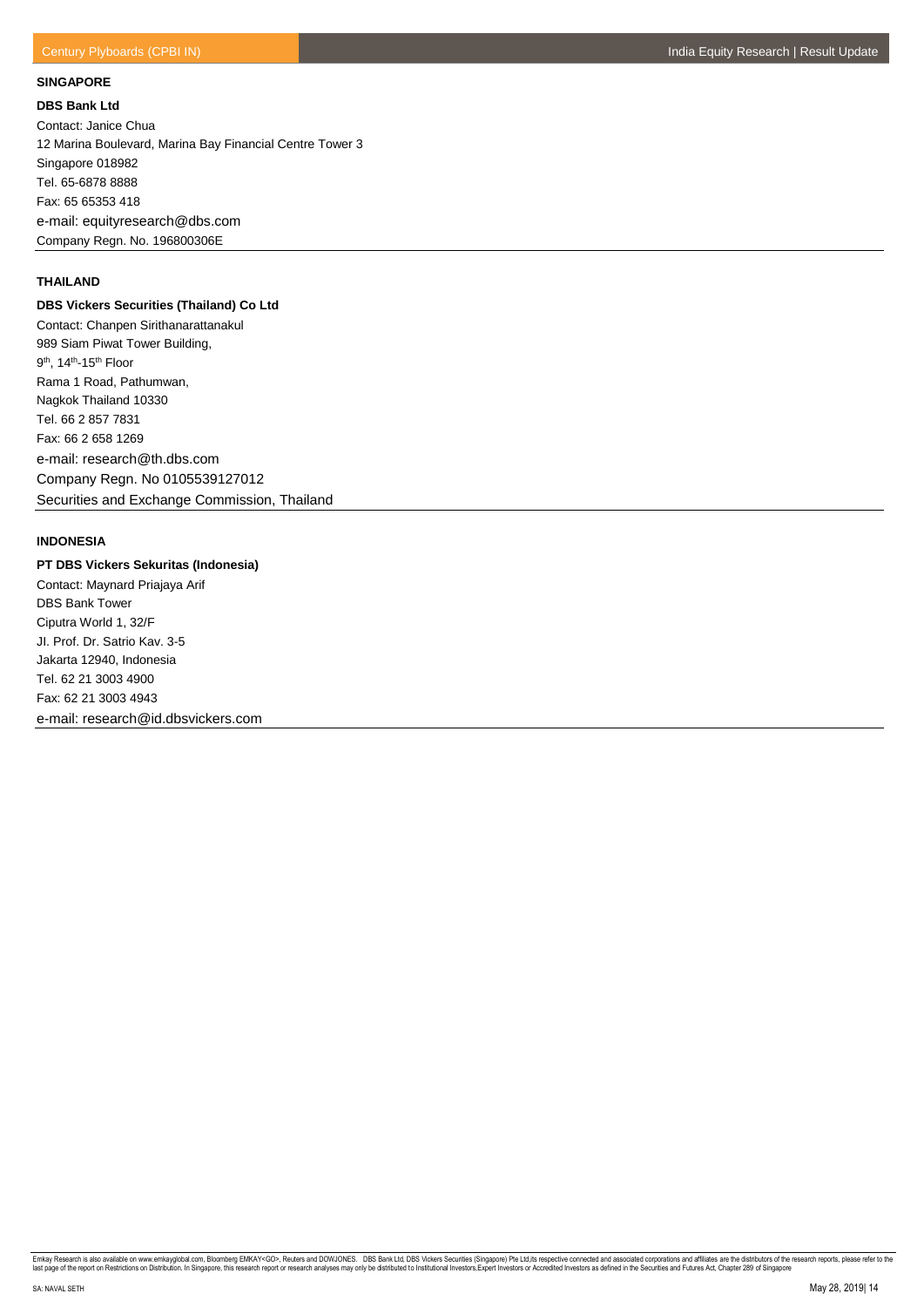**SINGAPORE**

**DBS Bank Ltd**

Contact: Janice Chua
12 Marina Boulevard, Marina Bay Financial Centre Tower 3
Singapore 018982
Tel. 65-6878 8888
Fax: 65 65353 418
e-mail: equityresearch@dbs.com
Company Regn. No. 196800306E

---

**THAILAND**

**DBS Vickers Securities (Thailand) Co Ltd**

Contact: Chanpen Sirithanarattanakul
989 Siam Piwat Tower Building,
9th, 14th-15th Floor
Rama 1 Road, Pathumwan,
Nagkok Thailand 10330
Tel. 66 2 857 7831
Fax: 66 2 658 1269
e-mail: research@th.dbs.com
Company Regn. No 0105539127012
Securities and Exchange Commission, Thailand

---

**INDONESIA**

**PT DBS Vickers Sekuritas (Indonesia)**

Contact: Maynard Priajaya Arif
DBS Bank Tower
Ciputra World 1, 32/F
JI. Prof. Dr. Satrio Kav. 3-5
Jakarta 12940, Indonesia
Tel. 62 21 3003 4900
Fax: 62 21 3003 4943
e-mail: research@id.dbsvickers.com

---

Emkay Research is also available on www.emkayglobal.com, Bloomberg EMKAY<GO>, Reuters and DOWJONES. DBS Bank Ltd, DBS Vickers Securities (Singapore) Pte Ltd,its respective connected and associated corporations and affiliates are the distributors of the research reports, please refer to the last page of the report on Restrictions on Distribution. In Singapore, this research report or research analyses may only be distributed to Institutional Investors,Expert Investors or Accredited Investors as defined in the Securities and Futures Act, Chapter 289 of Singapore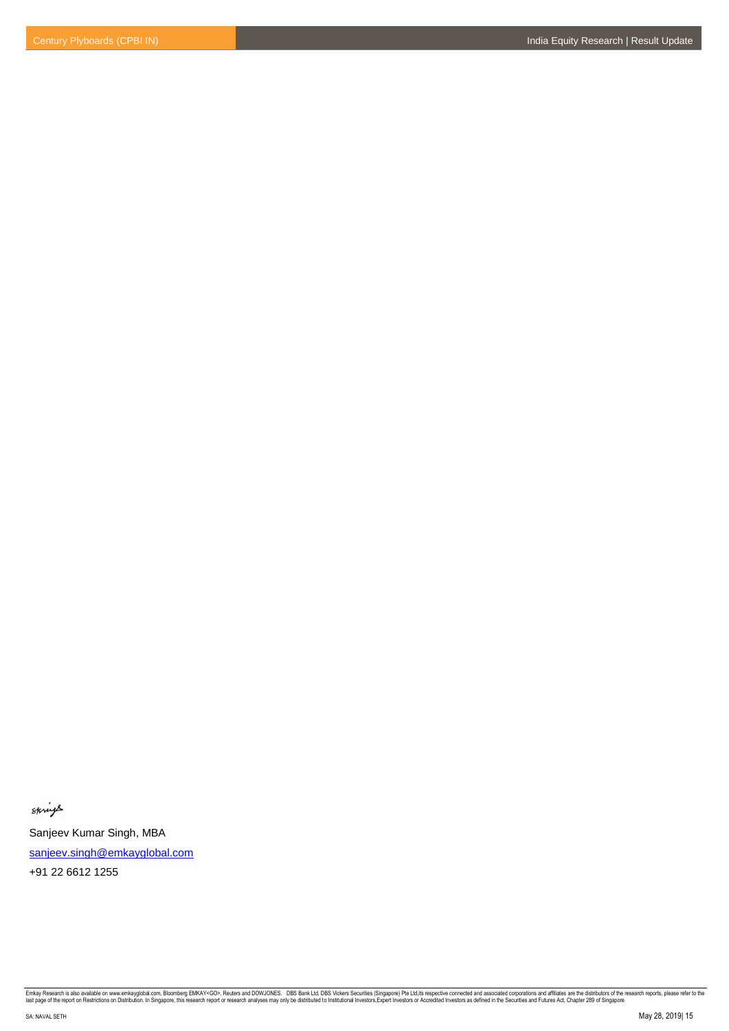Sanjeev Kumar Singh, MBA

sanjeev.singh@emkayglobal.com

+91 22 6612 1255

Emkay Research is also available on www.emkayglobal.com, Bloomberg EMKAY<GO>, Reuters and DOWJONES. DBS Bank Ltd, DBS Vickers Securities (Singapore) Pte Ltd,its respective connected and associated corporations and affiliates are the distributors of the research reports, please refer to the last page of the report on Restrictions on Distribution. In Singapore, this research report or research analyses may only be distributed to Institutional Investors,Expert Investors or Accredited Investors as defined in the Securities and Futures Act, Chapter 289 of Singapore